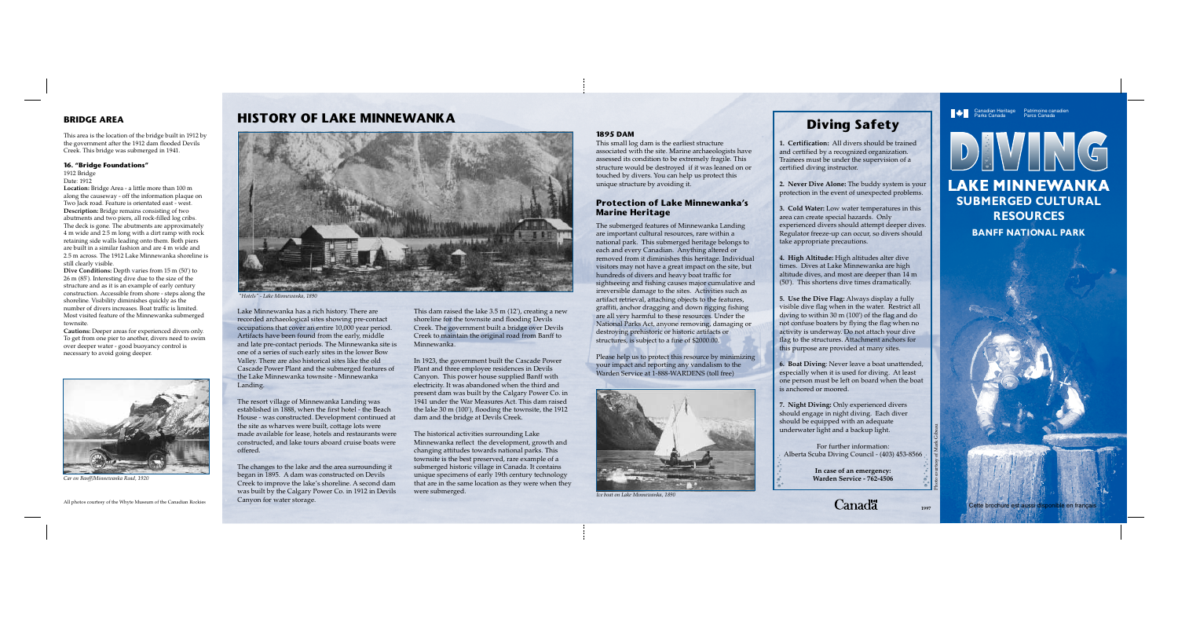## BRIDGE AREA

This area is the location of the bridge built in 1912 by the government after the 1912 dam flooded Devils Creek. This bridge was submerged in 1941.

### 16. "Bridge Foundations"

1912 Bridge
Date: 1912

**Location:** Bridge Area - a little more than 100 m along the causeway - off the information plaque on Two Jack road. Feature is orientated east - west.

**Description:** Bridge remains consisting of two abutments and two piers, all rock-filled log cribs. The deck is gone. The abutments are approximately 4 m wide and 2.5 m long with a dirt ramp with rock retaining side walls leading onto them. Both piers are built in a similar fashion and are 4 m wide and 2.5 m across. The 1912 Lake Minnewanka shoreline is still clearly visible.

**Dive Conditions:** Depth varies from 15 m (50') to 26 m (85'). Interesting dive due to the size of the structure and as it is an example of early century construction. Accessible from shore - steps along the shoreline. Visibility diminishes quickly as the number of divers increases. Boat traffic is limited. Most visited feature of the Minnewanka submerged townsite.

**Cautions:** Deeper areas for experienced divers only. To get from one pier to another, divers need to swim over deeper water - good buoyancy control is necessary to avoid going deeper.

*Car on Banff/Minnewanka Road, 1920*

All photos courtesy of the Whyte Museum of the Canadian Rockies

## HISTORY OF LAKE MINNEWANKA

*"Hotels" - Lake Minnewanka, 1890*

Lake Minnewanka has a rich history. There are recorded archaeological sites showing pre-contact occupations that cover an entire 10,000 year period. Artifacts have been found from the early, middle and late pre-contact periods. The Minnewanka site is one of a series of such early sites in the lower Bow Valley. There are also historical sites like the old Cascade Power Plant and the submerged features of the Lake Minnewanka townsite - Minnewanka Landing.

The resort village of Minnewanka Landing was established in 1888, when the first hotel - the Beach House - was constructed. Development continued at the site as wharves were built, cottage lots were made available for lease, hotels and restaurants were constructed, and lake tours aboard cruise boats were offered.

The changes to the lake and the area surrounding it began in 1895. A dam was constructed on Devils Creek to improve the lake's shoreline. A second dam was built by the Calgary Power Co. in 1912 in Devils Canyon for water storage.

This dam raised the lake 3.5 m (12'), creating a new shoreline for the townsite and flooding Devils Creek. The government built a bridge over Devils Creek to maintain the original road from Banff to Minnewanka.

In 1923, the government built the Cascade Power Plant and three employee residences in Devils Canyon. This power house supplied Banff with electricity. It was abandoned when the third and present dam was built by the Calgary Power Co. in 1941 under the War Measures Act. This dam raised the lake 30 m (100'), flooding the townsite, the 1912 dam and the bridge at Devils Creek.

The historical activities surrounding Lake Minnewanka reflect the development, growth and changing attitudes towards national parks. This townsite is the best preserved, rare example of a submerged historic village in Canada. It contains unique specimens of early 19th century technology that are in the same location as they were when they were submerged.

### 1895 DAM

This small log dam is the earliest structure associated with the site. Marine archaeologists have assessed its condition to be extremely fragile. This structure would be destroyed if it was leaned on or touched by divers. You can help us protect this unique structure by avoiding it.

### Protection of Lake Minnewanka's Marine Heritage

The submerged features of Minnewanka Landing are important cultural resources, rare within a national park. This submerged heritage belongs to each and every Canadian. Anything altered or removed from it diminishes this heritage. Individual visitors may not have a great impact on the site, but hundreds of divers and heavy boat traffic for sightseeing and fishing causes major cumulative and irreversible damage to the sites. Activities such as artifact retrieval, attaching objects to the features, graffiti, anchor dragging and down rigging fishing are all very harmful to these resources. Under the National Parks Act, anyone removing, damaging or destroying prehistoric or historic artifacts or structures, is subject to a fine of $2000.00.

Please help us to protect this resource by minimizing your impact and reporting any vandalism to the Warden Service at 1-888-WARDENS (toll free)

*Ice boat on Lake Minnewanka, 1890*

## Diving Safety

**1. Certification:** All divers should be trained and certified by a recognized organization. Trainees must be under the supervision of a certified diving instructor.

**2. Never Dive Alone:** The buddy system is your protection in the event of unexpected problems.

**3. Cold Water:** Low water temperatures in this area can create special hazards. Only experienced divers should attempt deeper dives. Regulator freeze-up can occur, so divers should take appropriate precautions.

**4. High Altitude:** High altitudes alter dive times. Dives at Lake Minnewanka are high altitude dives, and most are deeper than 14 m (50'). This shortens dive times dramatically.

**5. Use the Dive Flag:** Always display a fully visible dive flag when in the water. Restrict all diving to within 30 m (100') of the flag and do not confuse boaters by flying the flag when no activity is underway. Do not attach your dive flag to the structures. Attachment anchors for this purpose are provided at many sites.

**6. Boat Diving:** Never leave a boat unattended, especially when it is used for diving. At least one person must be left on board when the boat is anchored or moored.

**7. Night Diving:** Only experienced divers should engage in night diving. Each diver should be equipped with an adequate underwater light and a backup light.

For further information:
Alberta Scuba Diving Council - (403) 453-8566

**In case of an emergency:**
**Warden Service - 762-4506**

Canada

1997

Canadian Heritage / Patrimoine canadien
Parks Canada / Parcs Canada

# DIVING

# LAKE MINNEWANKA
## SUBMERGED CULTURAL RESOURCES
### BANFF NATIONAL PARK

Photo courtesy of Mark Gibson

Cette brochure est aussi disponible en français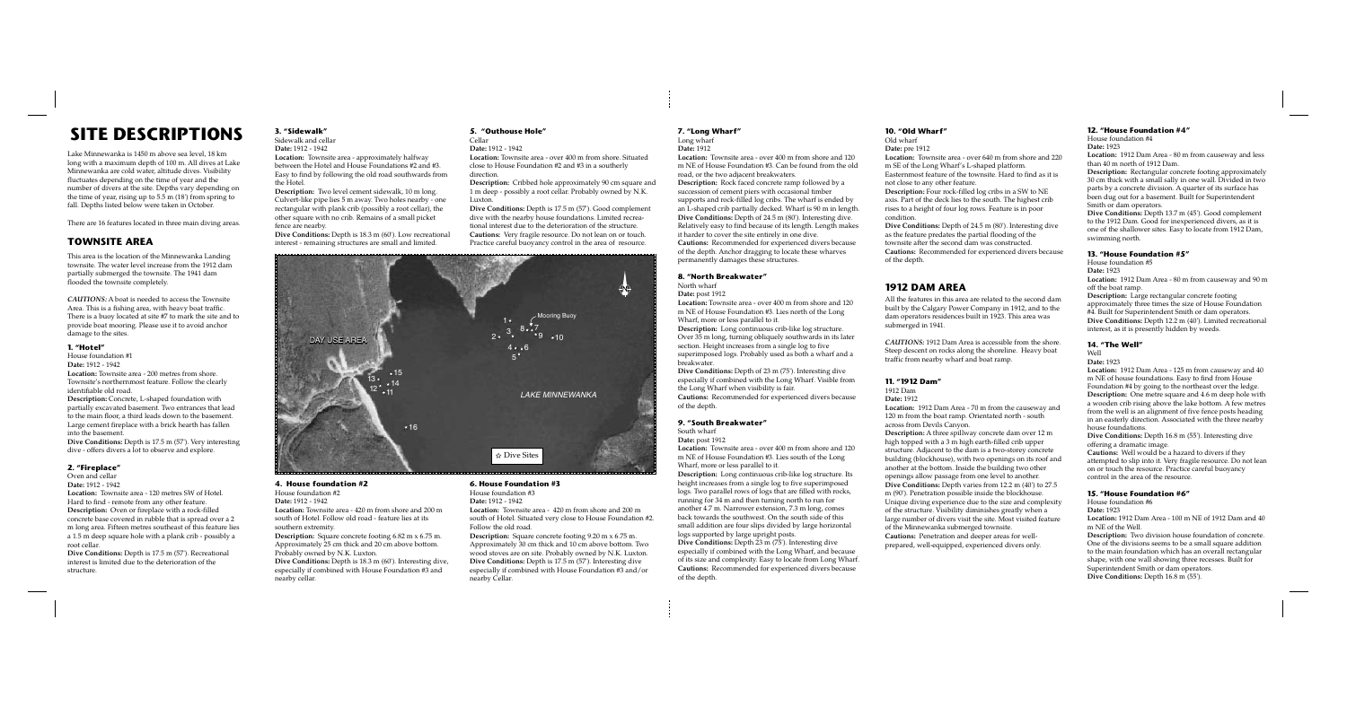# SITE DESCRIPTIONS

Lake Minnewanka is 1450 m above sea level, 18 km long with a maximum depth of 100 m. All dives at Lake Minnewanka are cold water, altitude dives. Visibility fluctuates depending on the time of year and the number of divers at the site. Depths vary depending on the time of year, rising up to 5.5 m (18') from spring to fall. Depths listed below were taken in October.

There are 16 features located in three main diving areas.

## TOWNSITE AREA

This area is the location of the Minnewanka Landing townsite. The water level increase from the 1912 dam partially submerged the townsite. The 1941 dam flooded the townsite completely.

*CAUTIONS:* A boat is needed to access the Townsite Area. This is a fishing area, with heavy boat traffic. There is a buoy located at site #7 to mark the site and to provide boat mooring. Please use it to avoid anchor damage to the sites.

### 1. "Hotel"

House foundation #1
**Date:** 1912 - 1942
**Location:** Townsite area - 200 metres from shore. Townsite's northernmost feature. Follow the clearly identifiable old road.
**Description:** Concrete, L-shaped foundation with partially excavated basement. Two entrances that lead to the main floor, a third leads down to the basement. Large cement fireplace with a brick hearth has fallen into the basement.
**Dive Conditions:** Depth is 17.5 m (57'). Very interesting dive - offers divers a lot to observe and explore.

### 2. "Fireplace"

Oven and cellar
**Date:** 1912 - 1942
**Location:** Townsite area - 120 metres SW of Hotel. Hard to find - remote from any other feature.
**Description:** Oven or fireplace with a rock-filled concrete base covered in rubble that is spread over a 2 m long area. Fifteen metres southeast of this feature lies a 1.5 m deep square hole with a plank crib - possibly a root cellar.
**Dive Conditions:** Depth is 17.5 m (57'). Recreational interest is limited due to the deterioration of the structure.

### 3. "Sidewalk"

Sidewalk and cellar
**Date:** 1912 - 1942
**Location:** Townsite area - approximately halfway between the Hotel and House Foundations #2 and #3. Easy to find by following the old road southwards from the Hotel.
**Description:** Two level cement sidewalk, 10 m long. Culvert-like pipe lies 5 m away. Two holes nearby - one rectangular with plank crib (possibly a root cellar), the other square with no crib. Remains of a small picket fence are nearby.
**Dive Conditions:** Depth is 18.3 m (60'). Low recreational interest - remaining structures are small and limited.

### 4. House foundation #2

House foundation #2
**Date:** 1912 - 1942
**Location:** Townsite area - 420 m from shore and 200 m south of Hotel. Follow old road - feature lies at its southern extremity.
**Description:** Square concrete footing 6.82 m x 6.75 m. Approximately 25 cm thick and 20 cm above bottom. Probably owned by N.K. Luxton.
**Dive Conditions:** Depth is 18.3 m (60'). Interesting dive, especially if combined with House Foundation #3 and nearby cellar.

### 5. "Outhouse Hole"

Cellar
**Date:** 1912 - 1942
**Location:** Townsite area - over 400 m from shore. Situated close to House Foundation #2 and #3 in a southerly direction.
**Description:** Cribbed hole approximately 90 cm square and 1 m deep - possibly a root cellar. Probably owned by N.K. Luxton.
**Dive Conditions:** Depth is 17.5 m (57'). Good complement dive with the nearby house foundations. Limited recreational interest due to the deterioration of the structure.
**Cautions:** Very fragile resource. Do not lean on or touch. Practice careful buoyancy control in the area of resource.

DAY USE AREA
Mooring Buoy
LAKE MINNEWANKA
1, 2, 3, 4, 5, 6, 7, 8, 9, 10, 11, 12, 13, 14, 15, 16
☆ Dive Sites

### 6. House Foundation #3

House foundation #3
**Date:** 1912 - 1942
**Location:** Townsite area - 420 m from shore and 200 m south of Hotel. Situated very close to House Foundation #2. Follow the old road.
**Description:** Square concrete footing 9.20 m x 6.75 m. Approximately 30 cm thick and 10 cm above bottom. Two wood stoves are on site. Probably owned by N.K. Luxton.
**Dive Conditions:** Depth is 17.5 m (57'). Interesting dive especially if combined with House Foundation #3 and/or nearby Cellar.

### 7. "Long Wharf"

Long wharf
**Date:** 1912
**Location:** Townsite area - over 400 m from shore and 120 m NE of House Foundation #3. Can be found from the old road, or the two adjacent breakwaters.
**Description:** Rock faced concrete ramp followed by a succession of cement piers with occasional timber supports and rock-filled log cribs. The wharf is ended by an L-shaped crib partially decked. Wharf is 90 m in length.
**Dive Conditions:** Depth of 24.5 m (80'). Interesting dive. Relatively easy to find because of its length. Length makes it harder to cover the site entirely in one dive.
**Cautions:** Recommended for experienced divers because of the depth. Anchor dragging to locate these wharves permanently damages these structures.

### 8. "North Breakwater"

North wharf
**Date:** post 1912
**Location:** Townsite area - over 400 m from shore and 120 m NE of House Foundation #3. Lies north of the Long Wharf, more or less parallel to it.
**Description:** Long continuous crib-like log structure. Over 35 m long, turning obliquely southwards in its later section. Height increases from a single log to five superimposed logs. Probably used as both a wharf and a breakwater.
**Dive Conditions:** Depth of 23 m (75'). Interesting dive especially if combined with the Long Wharf. Visible from the Long Wharf when visibility is fair.
**Cautions:** Recommended for experienced divers because of the depth.

### 9. "South Breakwater"

South wharf
**Date:** post 1912
**Location:** Townsite area - over 400 m from shore and 120 m NE of House Foundation #3. Lies south of the Long Wharf, more or less parallel to it.
**Description:** Long continuous crib-like log structure. Its height increases from a single log to five superimposed logs. Two parallel rows of logs that are filled with rocks, running for 34 m and then turning north to run for another 4.7 m. Narrower extension, 7.3 m long, comes back towards the southwest. On the south side of this small addition are four slips divided by large horizontal logs supported by large upright posts.
**Dive Conditions:** Depth 23 m (75'). Interesting dive especially if combined with the Long Wharf, and because of its size and complexity. Easy to locate from Long Wharf.
**Cautions:** Recommended for experienced divers because of the depth.

### 10. "Old Wharf"

Old wharf
**Date:** pre 1912
**Location:** Townsite area - over 640 m from shore and 220 m SE of the Long Wharf's L-shaped platform. Easternmost feature of the townsite. Hard to find as it is not close to any other feature.
**Description:** Four rock-filled log cribs in a SW to NE axis. Part of the deck lies to the south. The highest crib rises to a height of four log rows. Feature is in poor condition.
**Dive Conditions:** Depth of 24.5 m (80'). Interesting dive as the feature predates the partial flooding of the townsite after the second dam was constructed.
**Cautions:** Recommended for experienced divers because of the depth.

## 1912 DAM AREA

All the features in this area are related to the second dam built by the Calgary Power Company in 1912, and to the dam operators residences built in 1923. This area was submerged in 1941.

*CAUTIONS:* 1912 Dam Area is accessible from the shore. Steep descent on rocks along the shoreline. Heavy boat traffic from nearby wharf and boat ramp.

### 11. "1912 Dam"

1912 Dam
**Date:** 1912
**Location:** 1912 Dam Area - 70 m from the causeway and 120 m from the boat ramp. Orientated north - south across from Devils Canyon.
**Description:** A three spillway concrete dam over 12 m high topped with a 3 m high earth-filled crib upper structure. Adjacent to the dam is a two-storey concrete building (blockhouse), with two openings on its roof and another at the bottom. Inside the building two other openings allow passage from one level to another.
**Dive Conditions:** Depth varies from 12.2 m (40') to 27.5 m (90'). Penetration possible inside the blockhouse. Unique diving experience due to the size and complexity of the structure. Visibility diminishes greatly when a large number of divers visit the site. Most visited feature of the Minnewanka submerged townsite.
**Cautions:** Penetration and deeper areas for well-prepared, well-equipped, experienced divers only.

### 12. "House Foundation #4"

House foundation #4
**Date:** 1923
**Location:** 1912 Dam Area - 80 m from causeway and less than 40 m north of 1912 Dam.
**Description:** Rectangular concrete footing approximately 30 cm thick with a small sally in one wall. Divided in two parts by a concrete division. A quarter of its surface has been dug out for a basement. Built for Superintendent Smith or dam operators.
**Dive Conditions:** Depth 13.7 m (45'). Good complement to the 1912 Dam. Good for inexperienced divers, as it is one of the shallower sites. Easy to locate from 1912 Dam, swimming north.

### 13. "House Foundation #5"

House foundation #5
**Date:** 1923
**Location:** 1912 Dam Area - 80 m from causeway and 90 m off the boat ramp.
**Description:** Large rectangular concrete footing approximately three times the size of House Foundation #4. Built for Superintendent Smith or dam operators.
**Dive Conditions:** Depth 12.2 m (40'). Limited recreational interest, as it is presently hidden by weeds.

### 14. "The Well"

Well
**Date:** 1923
**Location:** 1912 Dam Area - 125 m from causeway and 40 m NE of house foundations. Easy to find from House Foundation #4 by going to the northeast over the ledge.
**Description:** One metre square and 4.6 m deep hole with a wooden crib rising above the lake bottom. A few metres from the well is an alignment of five fence posts heading in an easterly direction. Associated with the three nearby house foundations.
**Dive Conditions:** Depth 16.8 m (55'). Interesting dive offering a dramatic image.
**Cautions:** Well would be a hazard to divers if they attempted to slip into it. Very fragile resource. Do not lean on or touch the resource. Practice careful buoyancy control in the area of the resource.

### 15. "House Foundation #6"

House foundation #6
**Date:** 1923
**Location:** 1912 Dam Area - 100 m NE of 1912 Dam and 40 m NE of the Well.
**Description:** Two division house foundation of concrete. One of the divisions seems to be a small square addition to the main foundation which has an overall rectangular shape, with one wall showing three recesses. Built for Superintendent Smith or dam operators.
**Dive Conditions:** Depth 16.8 m (55').